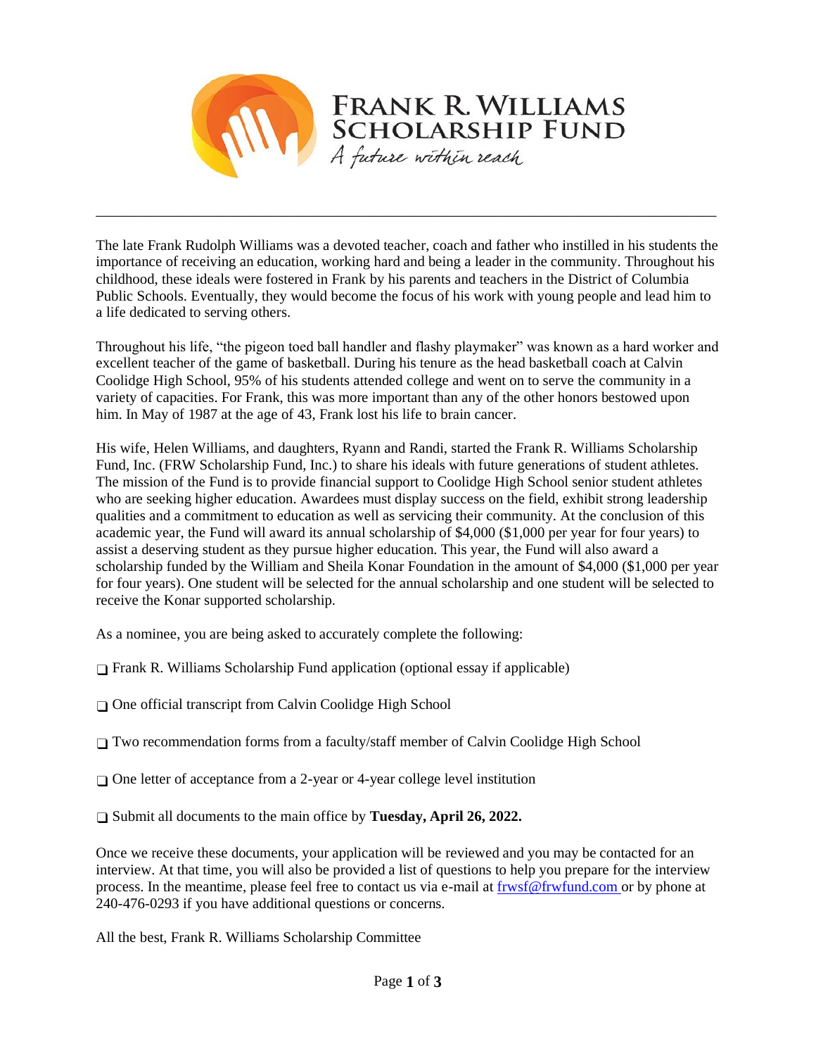# Frank R. Williams Scholarship Fund

*A future within reach*

---

The late Frank Rudolph Williams was a devoted teacher, coach and father who instilled in his students the importance of receiving an education, working hard and being a leader in the community. Throughout his childhood, these ideals were fostered in Frank by his parents and teachers in the District of Columbia Public Schools. Eventually, they would become the focus of his work with young people and lead him to a life dedicated to serving others.

Throughout his life, "the pigeon toed ball handler and flashy playmaker" was known as a hard worker and excellent teacher of the game of basketball. During his tenure as the head basketball coach at Calvin Coolidge High School, 95% of his students attended college and went on to serve the community in a variety of capacities. For Frank, this was more important than any of the other honors bestowed upon him. In May of 1987 at the age of 43, Frank lost his life to brain cancer.

His wife, Helen Williams, and daughters, Ryann and Randi, started the Frank R. Williams Scholarship Fund, Inc. (FRW Scholarship Fund, Inc.) to share his ideals with future generations of student athletes. The mission of the Fund is to provide financial support to Coolidge High School senior student athletes who are seeking higher education. Awardees must display success on the field, exhibit strong leadership qualities and a commitment to education as well as servicing their community. At the conclusion of this academic year, the Fund will award its annual scholarship of $4,000 ($1,000 per year for four years) to assist a deserving student as they pursue higher education. This year, the Fund will also award a scholarship funded by the William and Sheila Konar Foundation in the amount of $4,000 ($1,000 per year for four years). One student will be selected for the annual scholarship and one student will be selected to receive the Konar supported scholarship.

As a nominee, you are being asked to accurately complete the following:

- ❑ Frank R. Williams Scholarship Fund application (optional essay if applicable)
- ❑ One official transcript from Calvin Coolidge High School
- ❑ Two recommendation forms from a faculty/staff member of Calvin Coolidge High School
- ❑ One letter of acceptance from a 2-year or 4-year college level institution
- ❑ Submit all documents to the main office by **Tuesday, April 26, 2022.**

Once we receive these documents, your application will be reviewed and you may be contacted for an interview. At that time, you will also be provided a list of questions to help you prepare for the interview process. In the meantime, please feel free to contact us via e-mail at frwsf@frwfund.com or by phone at 240-476-0293 if you have additional questions or concerns.

All the best, Frank R. Williams Scholarship Committee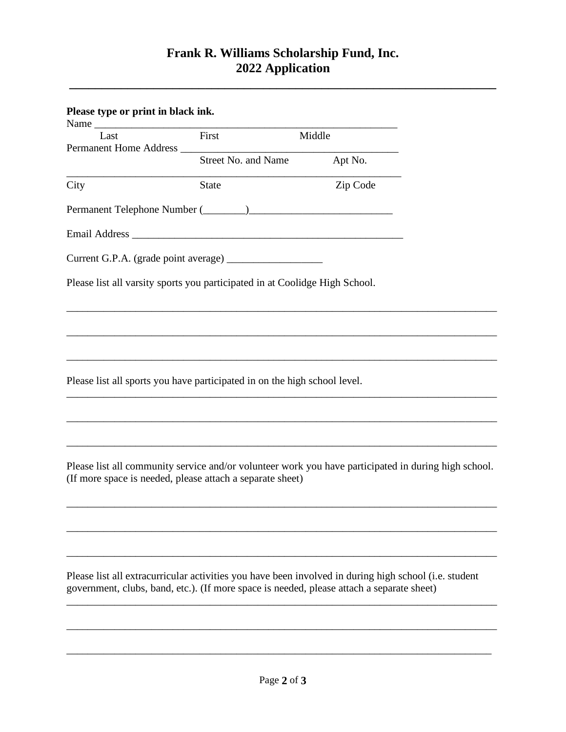# Frank R. Williams Scholarship Fund, Inc.
## 2022 Application

---

**Please type or print in black ink.**

Name ___________________________________________________________

Last First Middle

Permanent Home Address _________________________________________

Street No. and Name Apt No.

_______________________________________________________________

City State Zip Code

Permanent Telephone Number (________)___________________________

Email Address ___________________________________________________

Current G.P.A. (grade point average) __________________

Please list all varsity sports you participated in at Coolidge High School.

_______________________________________________________________________________

_______________________________________________________________________________

_______________________________________________________________________________

Please list all sports you have participated in on the high school level.

_______________________________________________________________________________

_______________________________________________________________________________

_______________________________________________________________________________

Please list all community service and/or volunteer work you have participated in during high school. (If more space is needed, please attach a separate sheet)

_______________________________________________________________________________

_______________________________________________________________________________

_______________________________________________________________________________

Please list all extracurricular activities you have been involved in during high school (i.e. student government, clubs, band, etc.). (If more space is needed, please attach a separate sheet)

_______________________________________________________________________________

_______________________________________________________________________________

_______________________________________________________________________________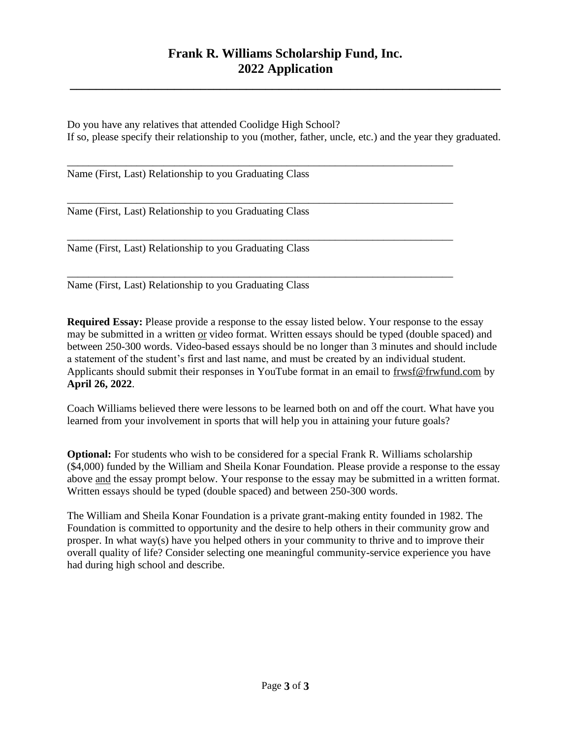# Frank R. Williams Scholarship Fund, Inc.
# 2022 Application

---

Do you have any relatives that attended Coolidge High School?
If so, please specify their relationship to you (mother, father, uncle, etc.) and the year they graduated.

____________________________________________________________________________
Name (First, Last) Relationship to you Graduating Class

____________________________________________________________________________
Name (First, Last) Relationship to you Graduating Class

____________________________________________________________________________
Name (First, Last) Relationship to you Graduating Class

____________________________________________________________________________
Name (First, Last) Relationship to you Graduating Class

**Required Essay:** Please provide a response to the essay listed below. Your response to the essay may be submitted in a written or video format. Written essays should be typed (double spaced) and between 250-300 words. Video-based essays should be no longer than 3 minutes and should include a statement of the student's first and last name, and must be created by an individual student. Applicants should submit their responses in YouTube format in an email to frwsf@frwfund.com by **April 26, 2022**.

Coach Williams believed there were lessons to be learned both on and off the court. What have you learned from your involvement in sports that will help you in attaining your future goals?

**Optional:** For students who wish to be considered for a special Frank R. Williams scholarship ($4,000) funded by the William and Sheila Konar Foundation. Please provide a response to the essay above and the essay prompt below. Your response to the essay may be submitted in a written format. Written essays should be typed (double spaced) and between 250-300 words.

The William and Sheila Konar Foundation is a private grant-making entity founded in 1982. The Foundation is committed to opportunity and the desire to help others in their community grow and prosper. In what way(s) have you helped others in your community to thrive and to improve their overall quality of life? Consider selecting one meaningful community-service experience you have had during high school and describe.